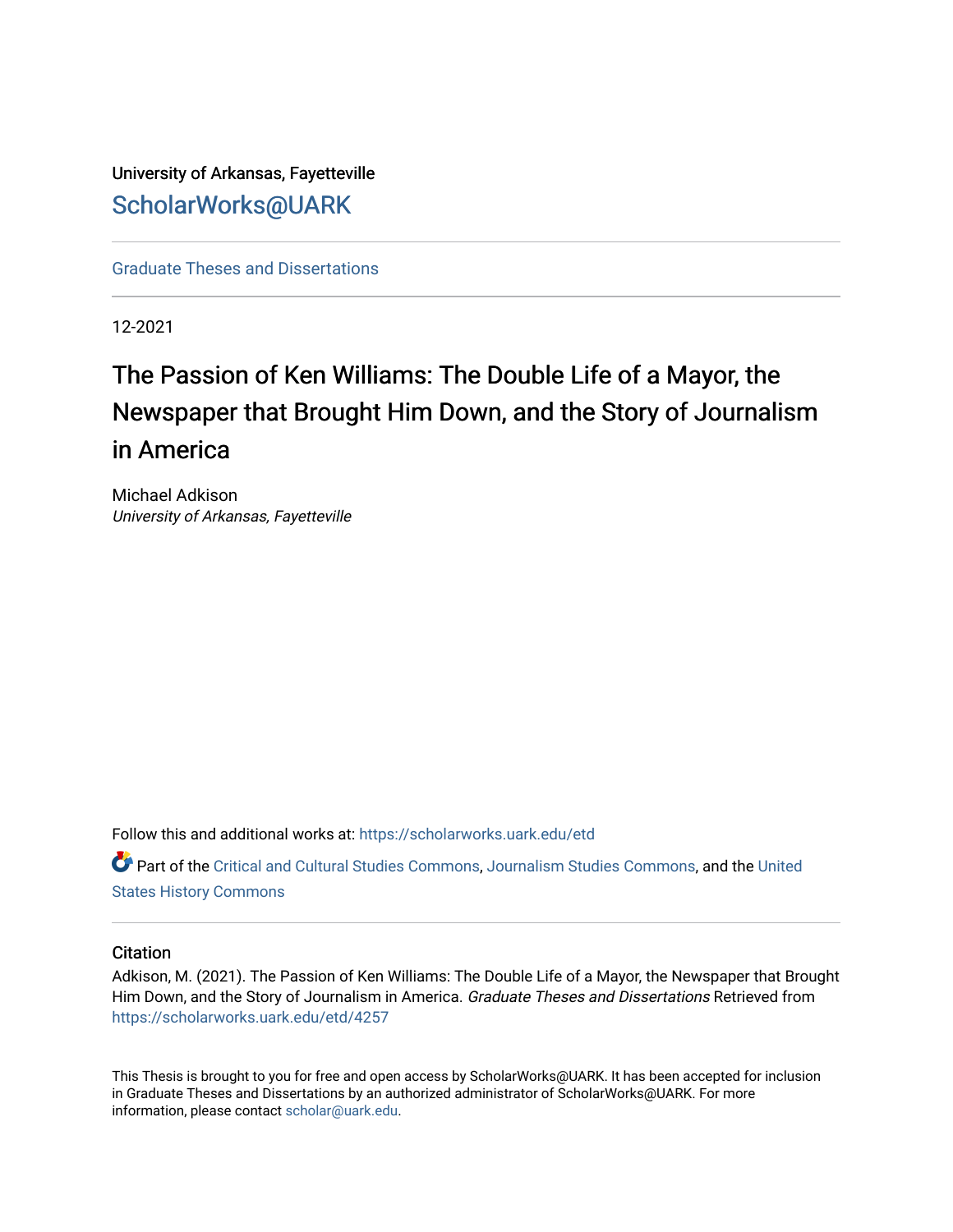University of Arkansas, Fayetteville

ScholarWorks@UARK

Graduate Theses and Dissertations

12-2021

# The Passion of Ken Williams: The Double Life of a Mayor, the Newspaper that Brought Him Down, and the Story of Journalism in America

Michael Adkison
*University of Arkansas, Fayetteville*

Follow this and additional works at: https://scholarworks.uark.edu/etd

Part of the Critical and Cultural Studies Commons, Journalism Studies Commons, and the United States History Commons

## Citation

Adkison, M. (2021). The Passion of Ken Williams: The Double Life of a Mayor, the Newspaper that Brought Him Down, and the Story of Journalism in America. *Graduate Theses and Dissertations* Retrieved from https://scholarworks.uark.edu/etd/4257

This Thesis is brought to you for free and open access by ScholarWorks@UARK. It has been accepted for inclusion in Graduate Theses and Dissertations by an authorized administrator of ScholarWorks@UARK. For more information, please contact scholar@uark.edu.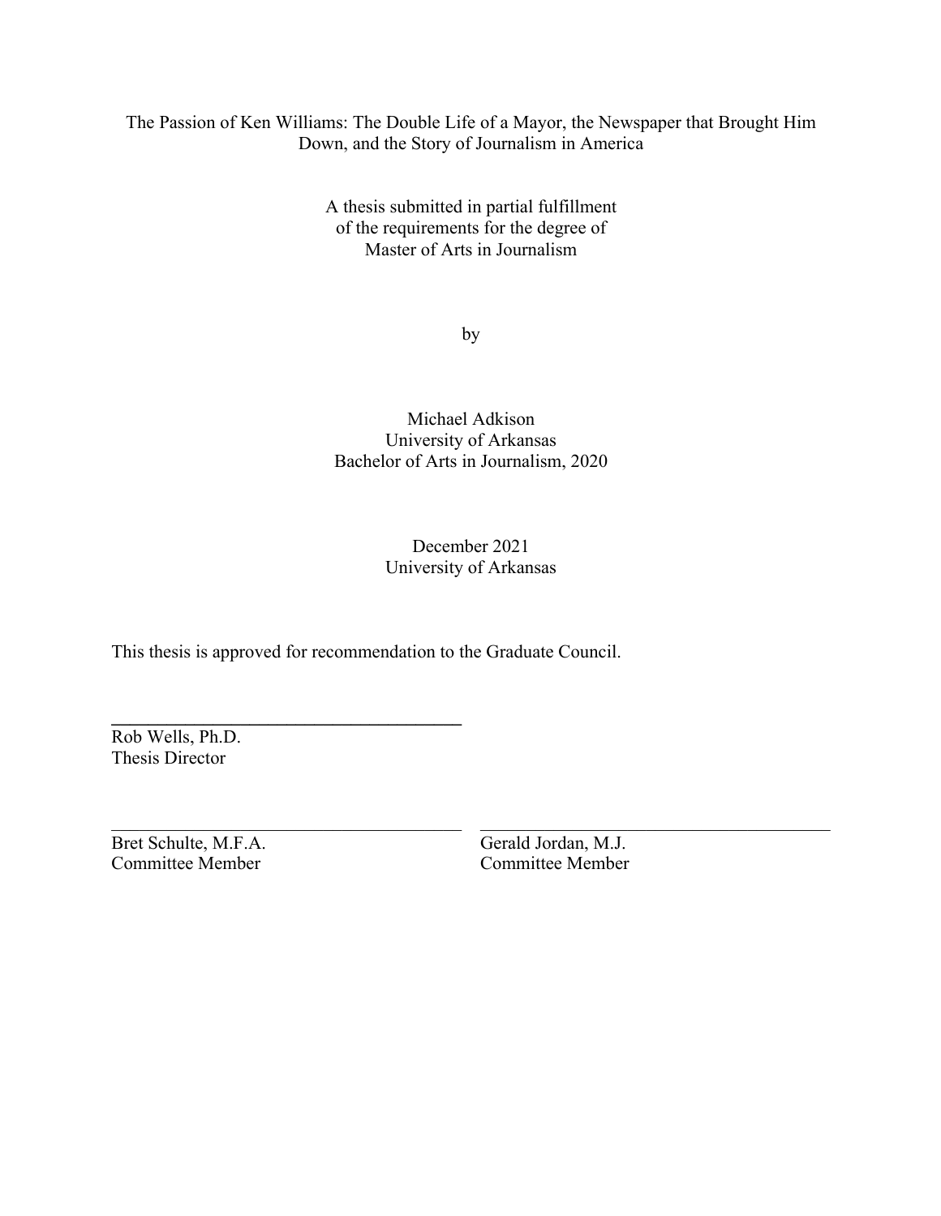The Passion of Ken Williams: The Double Life of a Mayor, the Newspaper that Brought Him Down, and the Story of Journalism in America

A thesis submitted in partial fulfillment
of the requirements for the degree of
Master of Arts in Journalism

by

Michael Adkison
University of Arkansas
Bachelor of Arts in Journalism, 2020

December 2021
University of Arkansas

This thesis is approved for recommendation to the Graduate Council.

______________________________________
Rob Wells, Ph.D.
Thesis Director

______________________________________
Bret Schulte, M.F.A.
Committee Member

______________________________________
Gerald Jordan, M.J.
Committee Member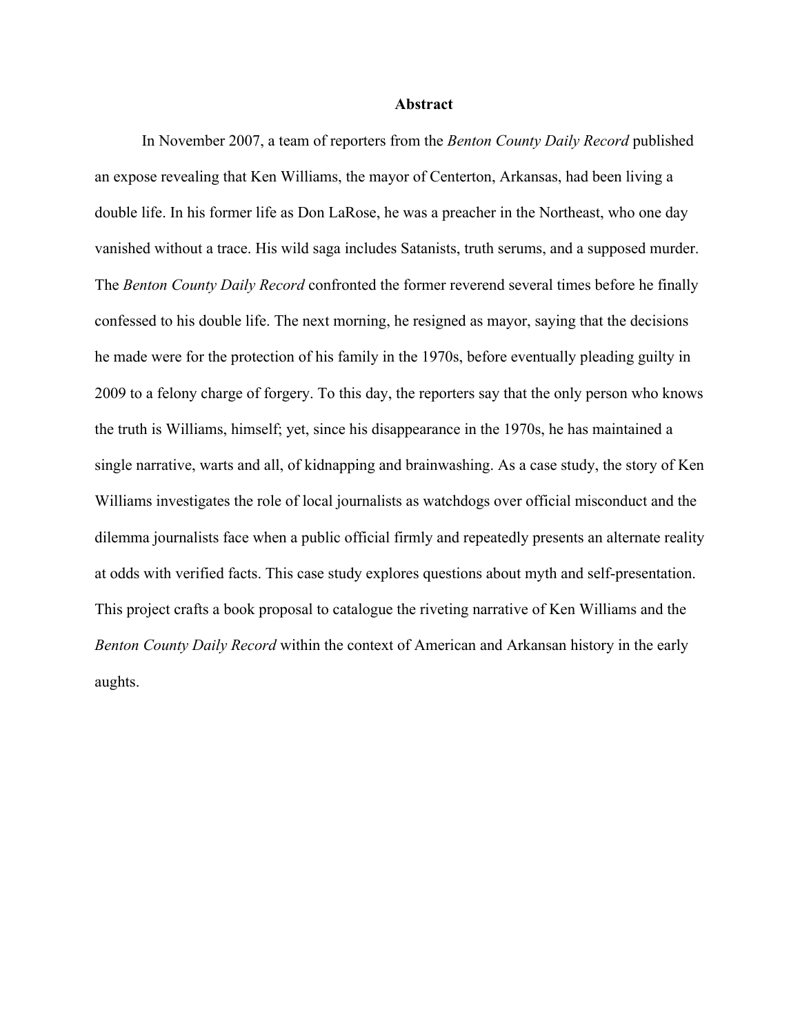# Abstract

In November 2007, a team of reporters from the *Benton County Daily Record* published an expose revealing that Ken Williams, the mayor of Centerton, Arkansas, had been living a double life. In his former life as Don LaRose, he was a preacher in the Northeast, who one day vanished without a trace. His wild saga includes Satanists, truth serums, and a supposed murder. The *Benton County Daily Record* confronted the former reverend several times before he finally confessed to his double life. The next morning, he resigned as mayor, saying that the decisions he made were for the protection of his family in the 1970s, before eventually pleading guilty in 2009 to a felony charge of forgery. To this day, the reporters say that the only person who knows the truth is Williams, himself; yet, since his disappearance in the 1970s, he has maintained a single narrative, warts and all, of kidnapping and brainwashing. As a case study, the story of Ken Williams investigates the role of local journalists as watchdogs over official misconduct and the dilemma journalists face when a public official firmly and repeatedly presents an alternate reality at odds with verified facts. This case study explores questions about myth and self-presentation. This project crafts a book proposal to catalogue the riveting narrative of Ken Williams and the *Benton County Daily Record* within the context of American and Arkansan history in the early aughts.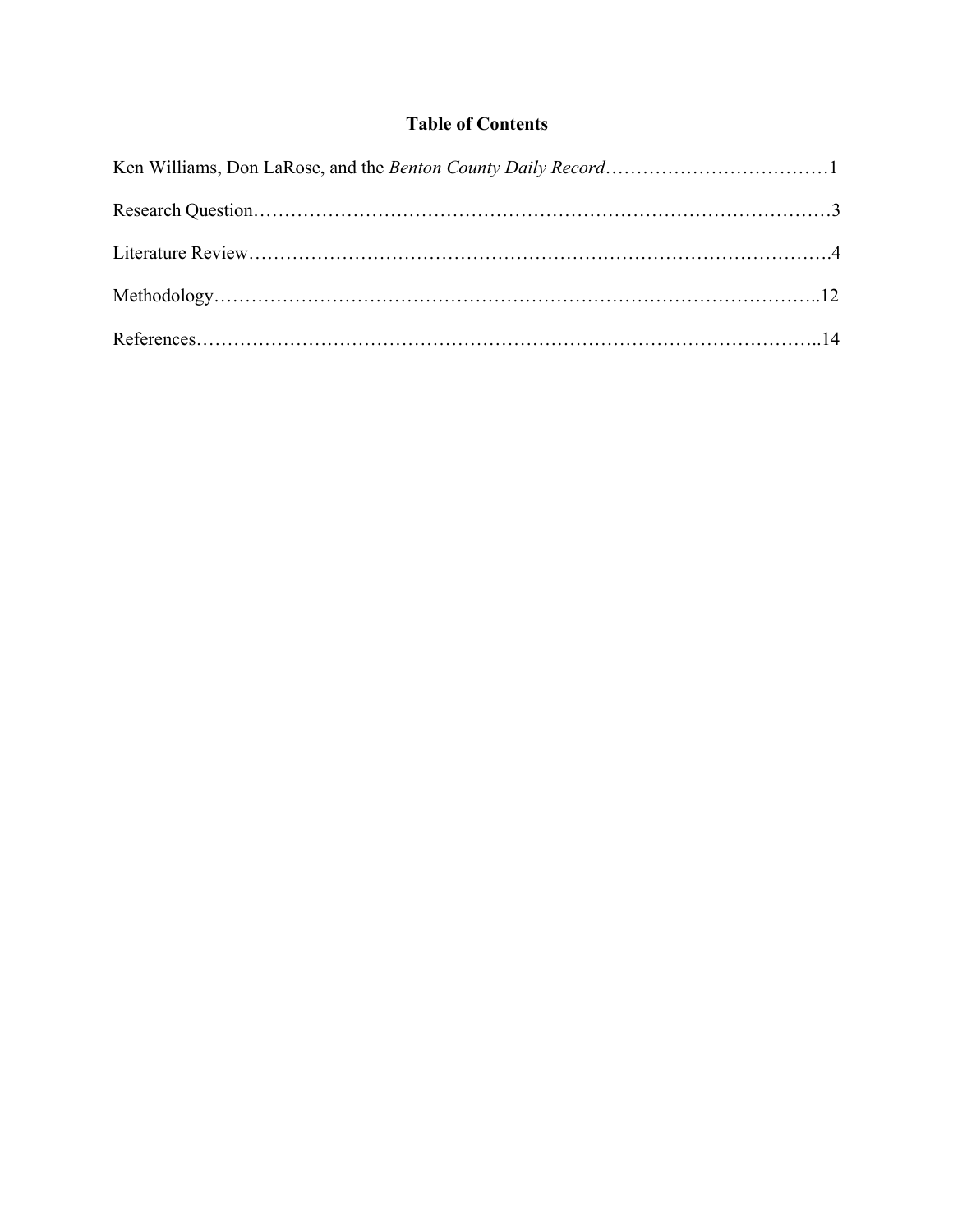## Table of Contents

Ken Williams, Don LaRose, and the *Benton County Daily Record*……………………………1

Research Question…………………………………………………………………………3

Literature Review…………………………………………………………………………4

Methodology………………………………………………………………………………12

References…………………………………………………………………………………14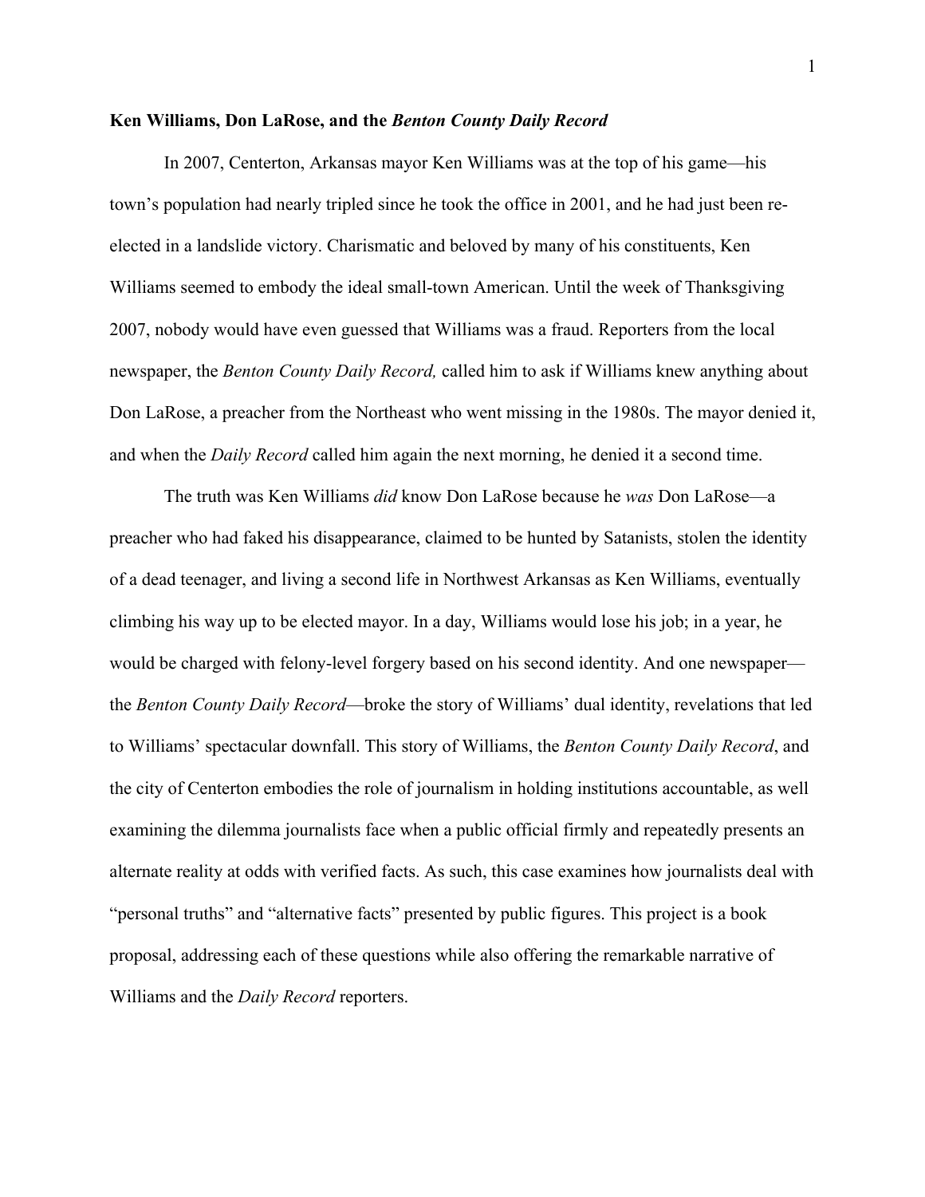**Ken Williams, Don LaRose, and the *Benton County Daily Record***

In 2007, Centerton, Arkansas mayor Ken Williams was at the top of his game—his town's population had nearly tripled since he took the office in 2001, and he had just been re-elected in a landslide victory. Charismatic and beloved by many of his constituents, Ken Williams seemed to embody the ideal small-town American. Until the week of Thanksgiving 2007, nobody would have even guessed that Williams was a fraud. Reporters from the local newspaper, the *Benton County Daily Record,* called him to ask if Williams knew anything about Don LaRose, a preacher from the Northeast who went missing in the 1980s. The mayor denied it, and when the *Daily Record* called him again the next morning, he denied it a second time.

The truth was Ken Williams *did* know Don LaRose because he *was* Don LaRose—a preacher who had faked his disappearance, claimed to be hunted by Satanists, stolen the identity of a dead teenager, and living a second life in Northwest Arkansas as Ken Williams, eventually climbing his way up to be elected mayor. In a day, Williams would lose his job; in a year, he would be charged with felony-level forgery based on his second identity. And one newspaper—the *Benton County Daily Record*—broke the story of Williams' dual identity, revelations that led to Williams' spectacular downfall. This story of Williams, the *Benton County Daily Record*, and the city of Centerton embodies the role of journalism in holding institutions accountable, as well examining the dilemma journalists face when a public official firmly and repeatedly presents an alternate reality at odds with verified facts. As such, this case examines how journalists deal with "personal truths" and "alternative facts" presented by public figures. This project is a book proposal, addressing each of these questions while also offering the remarkable narrative of Williams and the *Daily Record* reporters.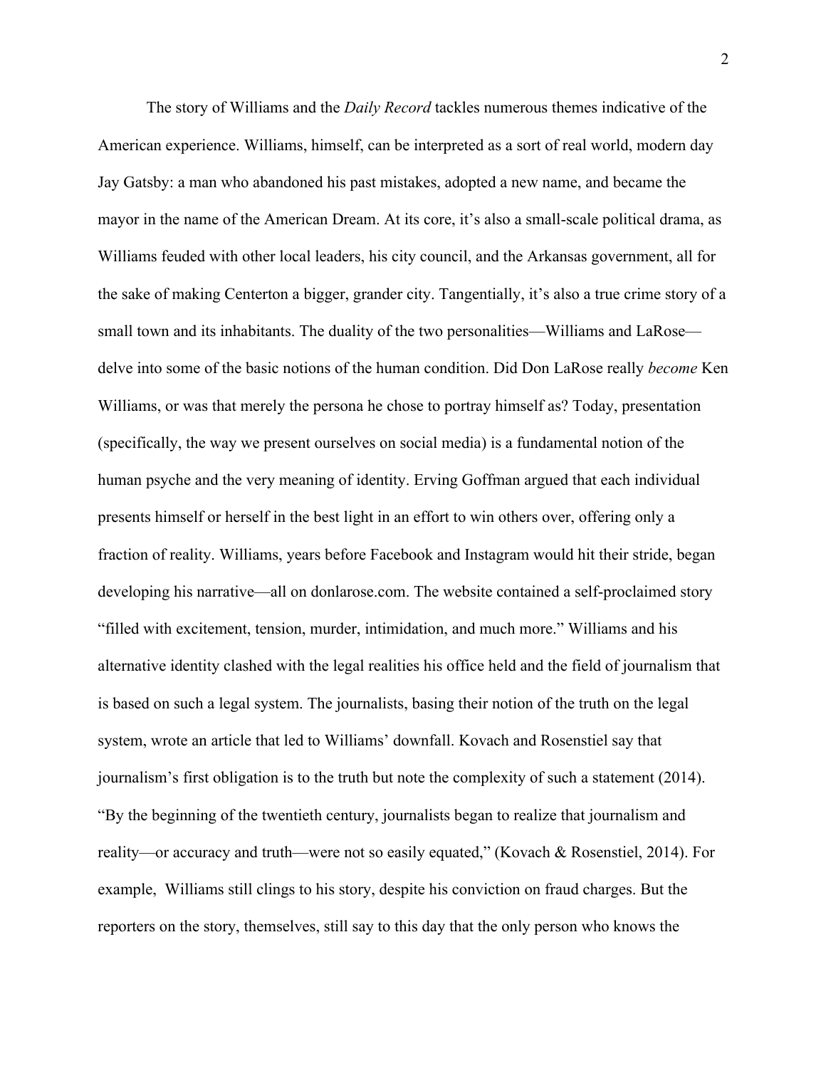The story of Williams and the *Daily Record* tackles numerous themes indicative of the American experience. Williams, himself, can be interpreted as a sort of real world, modern day Jay Gatsby: a man who abandoned his past mistakes, adopted a new name, and became the mayor in the name of the American Dream. At its core, it's also a small-scale political drama, as Williams feuded with other local leaders, his city council, and the Arkansas government, all for the sake of making Centerton a bigger, grander city. Tangentially, it's also a true crime story of a small town and its inhabitants. The duality of the two personalities—Williams and LaRose—delve into some of the basic notions of the human condition. Did Don LaRose really *become* Ken Williams, or was that merely the persona he chose to portray himself as? Today, presentation (specifically, the way we present ourselves on social media) is a fundamental notion of the human psyche and the very meaning of identity. Erving Goffman argued that each individual presents himself or herself in the best light in an effort to win others over, offering only a fraction of reality. Williams, years before Facebook and Instagram would hit their stride, began developing his narrative—all on donlarose.com. The website contained a self-proclaimed story "filled with excitement, tension, murder, intimidation, and much more." Williams and his alternative identity clashed with the legal realities his office held and the field of journalism that is based on such a legal system. The journalists, basing their notion of the truth on the legal system, wrote an article that led to Williams' downfall. Kovach and Rosenstiel say that journalism's first obligation is to the truth but note the complexity of such a statement (2014). "By the beginning of the twentieth century, journalists began to realize that journalism and reality—or accuracy and truth—were not so easily equated," (Kovach & Rosenstiel, 2014). For example, Williams still clings to his story, despite his conviction on fraud charges. But the reporters on the story, themselves, still say to this day that the only person who knows the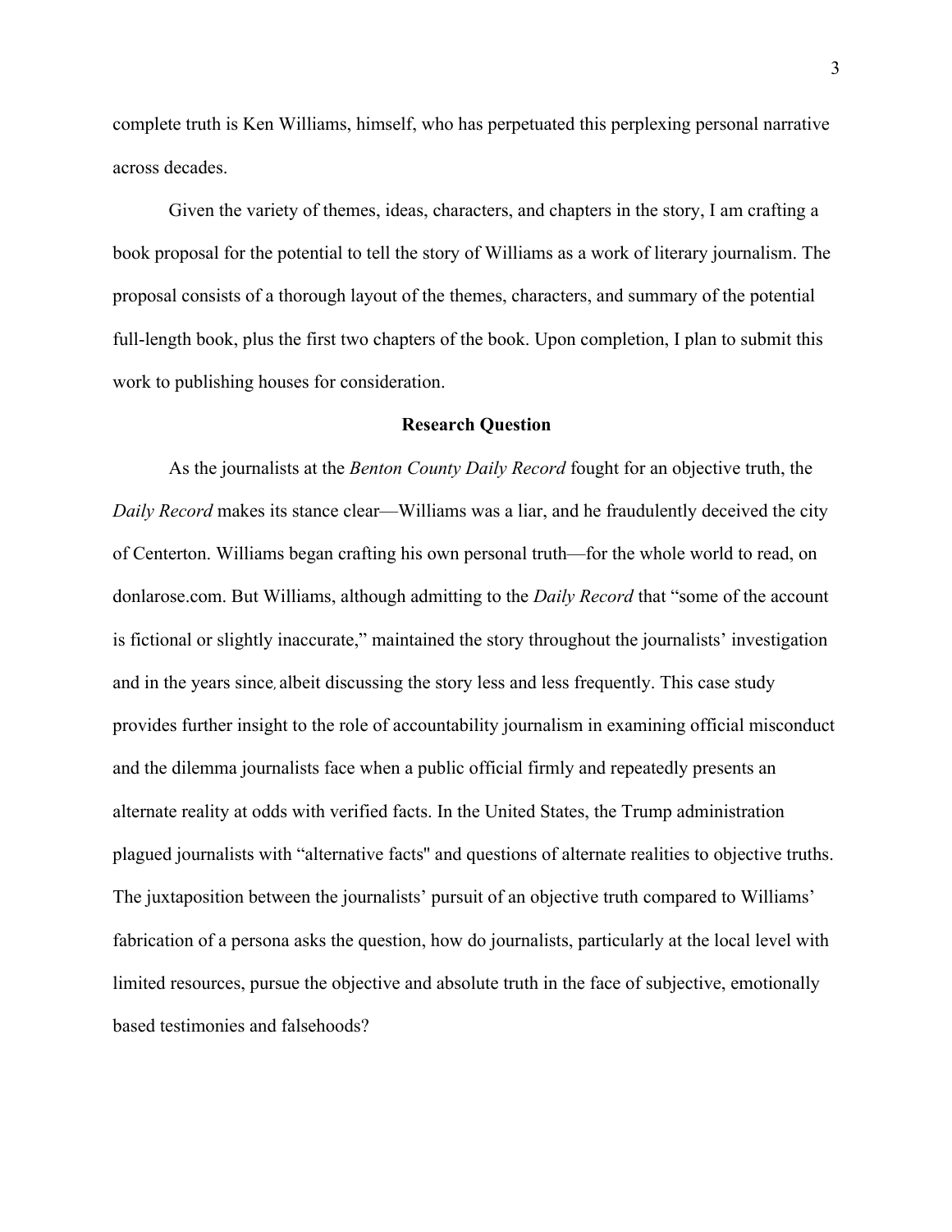complete truth is Ken Williams, himself, who has perpetuated this perplexing personal narrative across decades.

Given the variety of themes, ideas, characters, and chapters in the story, I am crafting a book proposal for the potential to tell the story of Williams as a work of literary journalism. The proposal consists of a thorough layout of the themes, characters, and summary of the potential full-length book, plus the first two chapters of the book. Upon completion, I plan to submit this work to publishing houses for consideration.

## Research Question

As the journalists at the *Benton County Daily Record* fought for an objective truth, the *Daily Record* makes its stance clear—Williams was a liar, and he fraudulently deceived the city of Centerton. Williams began crafting his own personal truth—for the whole world to read, on donlarose.com. But Williams, although admitting to the *Daily Record* that "some of the account is fictional or slightly inaccurate," maintained the story throughout the journalists' investigation and in the years since, albeit discussing the story less and less frequently. This case study provides further insight to the role of accountability journalism in examining official misconduct and the dilemma journalists face when a public official firmly and repeatedly presents an alternate reality at odds with verified facts. In the United States, the Trump administration plagued journalists with "alternative facts" and questions of alternate realities to objective truths. The juxtaposition between the journalists' pursuit of an objective truth compared to Williams' fabrication of a persona asks the question, how do journalists, particularly at the local level with limited resources, pursue the objective and absolute truth in the face of subjective, emotionally based testimonies and falsehoods?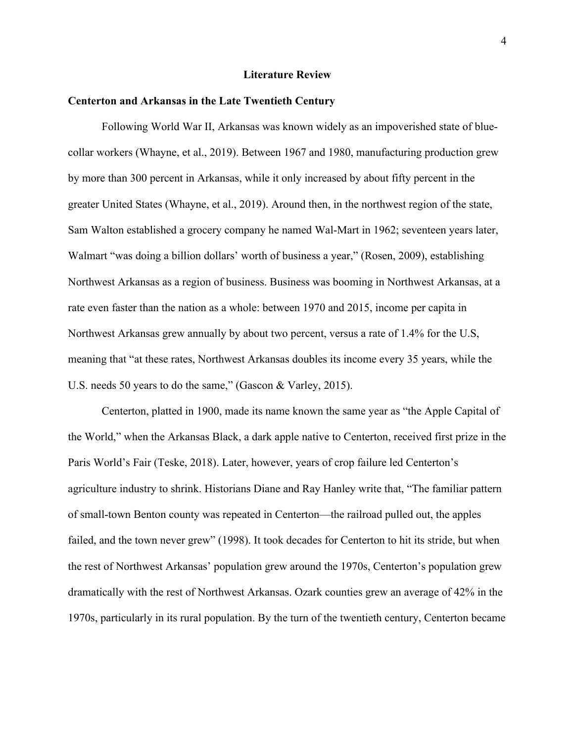# Literature Review

## Centerton and Arkansas in the Late Twentieth Century

Following World War II, Arkansas was known widely as an impoverished state of blue-collar workers (Whayne, et al., 2019). Between 1967 and 1980, manufacturing production grew by more than 300 percent in Arkansas, while it only increased by about fifty percent in the greater United States (Whayne, et al., 2019). Around then, in the northwest region of the state, Sam Walton established a grocery company he named Wal-Mart in 1962; seventeen years later, Walmart "was doing a billion dollars' worth of business a year," (Rosen, 2009), establishing Northwest Arkansas as a region of business. Business was booming in Northwest Arkansas, at a rate even faster than the nation as a whole: between 1970 and 2015, income per capita in Northwest Arkansas grew annually by about two percent, versus a rate of 1.4% for the U.S, meaning that "at these rates, Northwest Arkansas doubles its income every 35 years, while the U.S. needs 50 years to do the same," (Gascon & Varley, 2015).

Centerton, platted in 1900, made its name known the same year as "the Apple Capital of the World," when the Arkansas Black, a dark apple native to Centerton, received first prize in the Paris World's Fair (Teske, 2018). Later, however, years of crop failure led Centerton's agriculture industry to shrink. Historians Diane and Ray Hanley write that, "The familiar pattern of small-town Benton county was repeated in Centerton—the railroad pulled out, the apples failed, and the town never grew" (1998). It took decades for Centerton to hit its stride, but when the rest of Northwest Arkansas' population grew around the 1970s, Centerton's population grew dramatically with the rest of Northwest Arkansas. Ozark counties grew an average of 42% in the 1970s, particularly in its rural population. By the turn of the twentieth century, Centerton became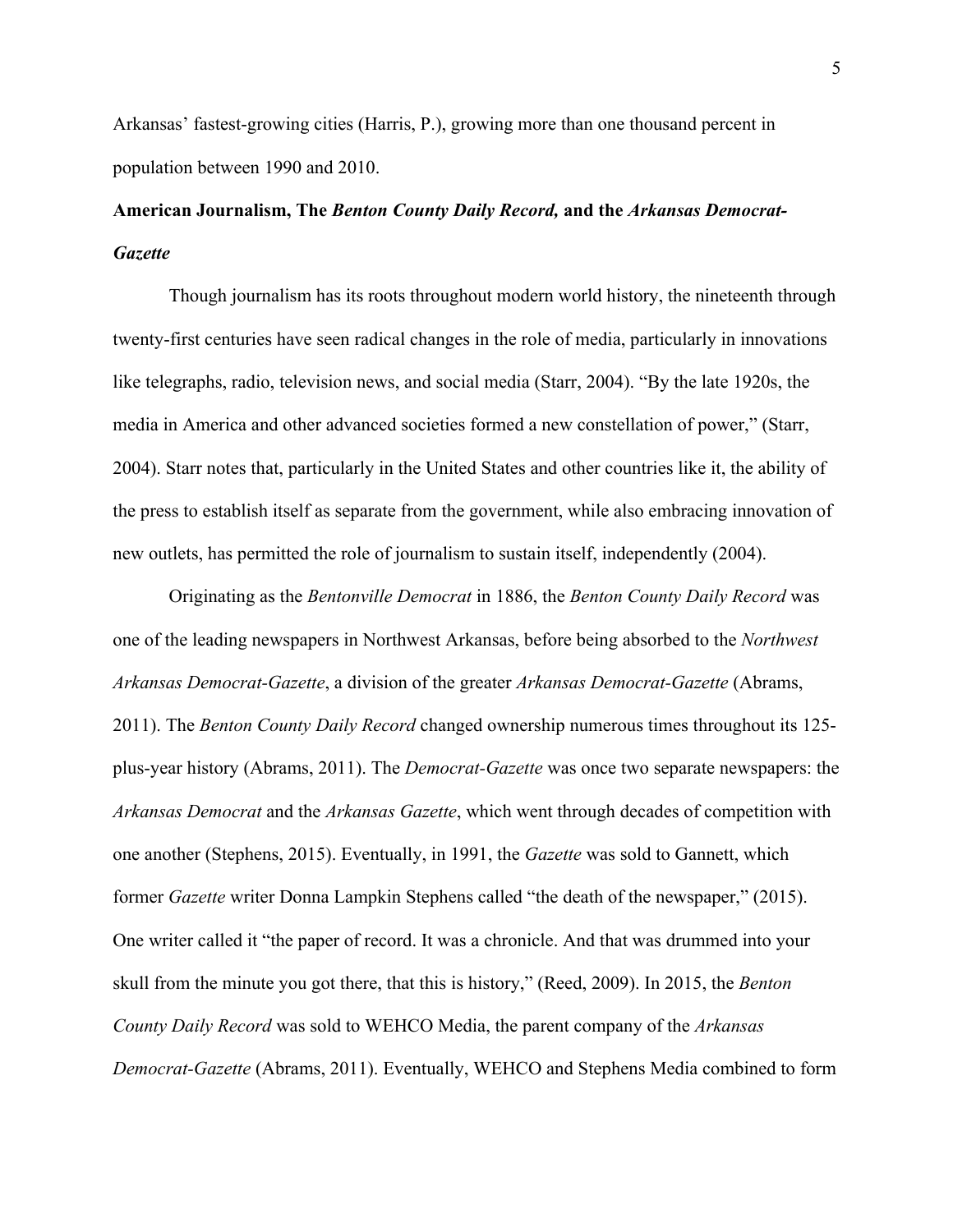Arkansas' fastest-growing cities (Harris, P.), growing more than one thousand percent in population between 1990 and 2010.

**American Journalism, The *Benton County Daily Record,* and the *Arkansas Democrat-Gazette***

Though journalism has its roots throughout modern world history, the nineteenth through twenty-first centuries have seen radical changes in the role of media, particularly in innovations like telegraphs, radio, television news, and social media (Starr, 2004). "By the late 1920s, the media in America and other advanced societies formed a new constellation of power," (Starr, 2004). Starr notes that, particularly in the United States and other countries like it, the ability of the press to establish itself as separate from the government, while also embracing innovation of new outlets, has permitted the role of journalism to sustain itself, independently (2004).

Originating as the *Bentonville Democrat* in 1886, the *Benton County Daily Record* was one of the leading newspapers in Northwest Arkansas, before being absorbed to the *Northwest Arkansas Democrat-Gazette*, a division of the greater *Arkansas Democrat-Gazette* (Abrams, 2011). The *Benton County Daily Record* changed ownership numerous times throughout its 125-plus-year history (Abrams, 2011). The *Democrat-Gazette* was once two separate newspapers: the *Arkansas Democrat* and the *Arkansas Gazette*, which went through decades of competition with one another (Stephens, 2015). Eventually, in 1991, the *Gazette* was sold to Gannett, which former *Gazette* writer Donna Lampkin Stephens called "the death of the newspaper," (2015). One writer called it "the paper of record. It was a chronicle. And that was drummed into your skull from the minute you got there, that this is history," (Reed, 2009). In 2015, the *Benton County Daily Record* was sold to WEHCO Media, the parent company of the *Arkansas Democrat-Gazette* (Abrams, 2011). Eventually, WEHCO and Stephens Media combined to form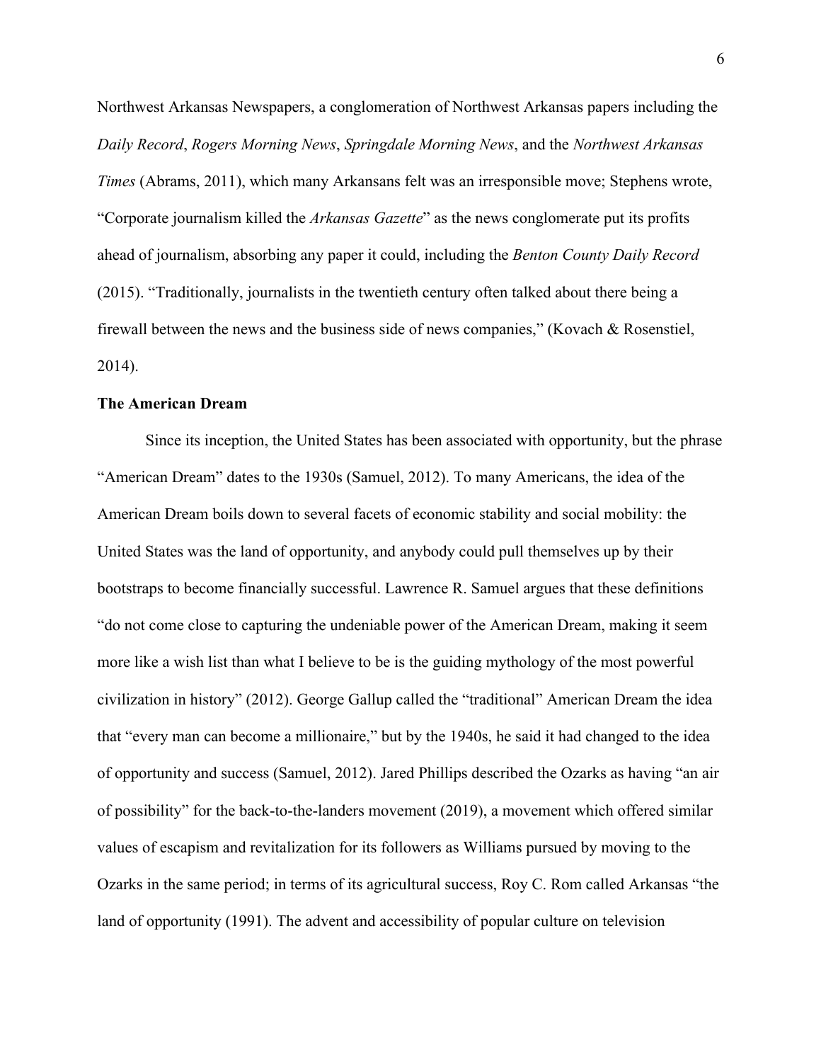Northwest Arkansas Newspapers, a conglomeration of Northwest Arkansas papers including the *Daily Record*, *Rogers Morning News*, *Springdale Morning News*, and the *Northwest Arkansas Times* (Abrams, 2011), which many Arkansans felt was an irresponsible move; Stephens wrote, "Corporate journalism killed the *Arkansas Gazette*" as the news conglomerate put its profits ahead of journalism, absorbing any paper it could, including the *Benton County Daily Record* (2015). "Traditionally, journalists in the twentieth century often talked about there being a firewall between the news and the business side of news companies," (Kovach & Rosenstiel, 2014).

**The American Dream**

Since its inception, the United States has been associated with opportunity, but the phrase "American Dream" dates to the 1930s (Samuel, 2012). To many Americans, the idea of the American Dream boils down to several facets of economic stability and social mobility: the United States was the land of opportunity, and anybody could pull themselves up by their bootstraps to become financially successful. Lawrence R. Samuel argues that these definitions "do not come close to capturing the undeniable power of the American Dream, making it seem more like a wish list than what I believe to be is the guiding mythology of the most powerful civilization in history" (2012). George Gallup called the "traditional" American Dream the idea that "every man can become a millionaire," but by the 1940s, he said it had changed to the idea of opportunity and success (Samuel, 2012). Jared Phillips described the Ozarks as having "an air of possibility" for the back-to-the-landers movement (2019), a movement which offered similar values of escapism and revitalization for its followers as Williams pursued by moving to the Ozarks in the same period; in terms of its agricultural success, Roy C. Rom called Arkansas "the land of opportunity (1991). The advent and accessibility of popular culture on television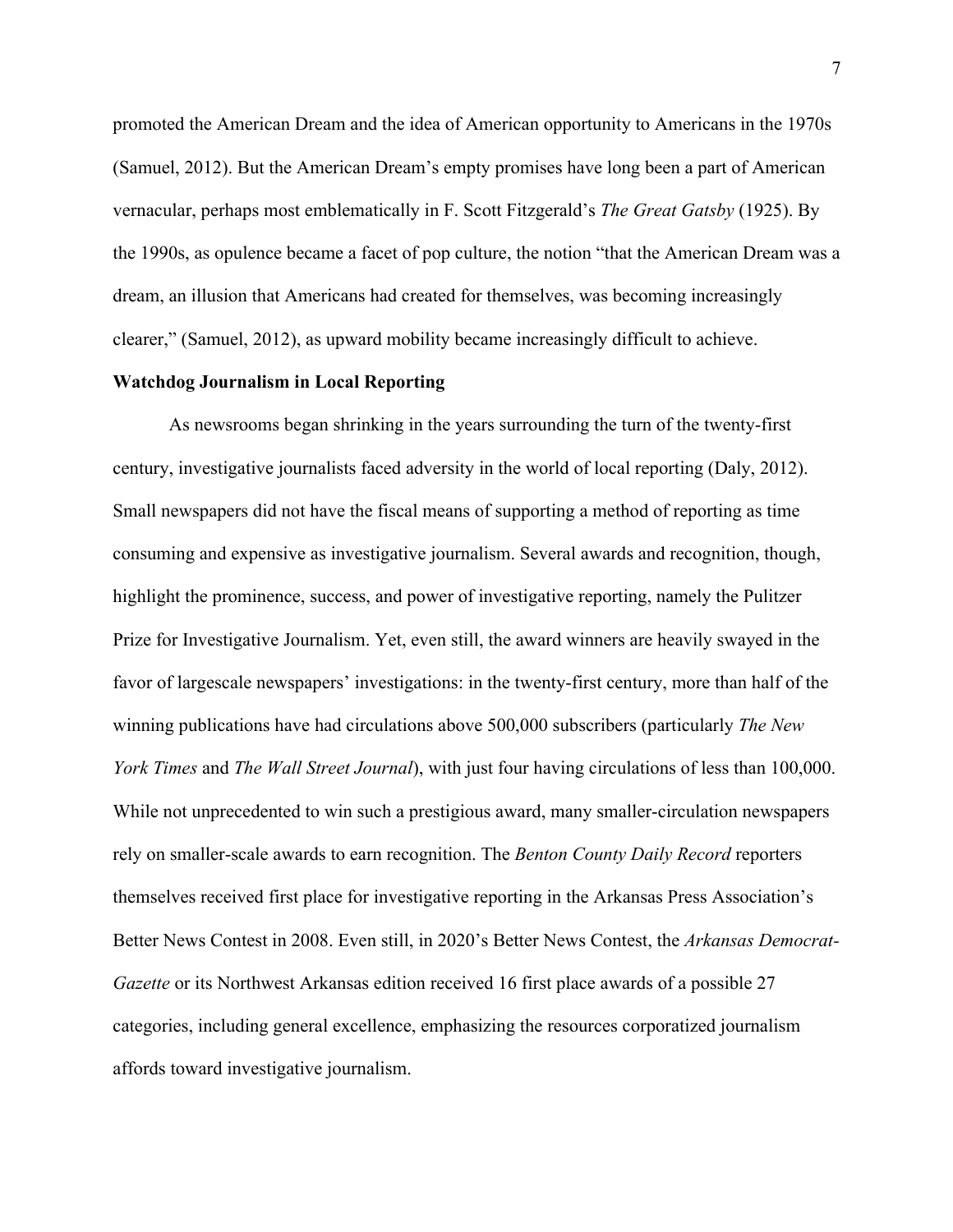promoted the American Dream and the idea of American opportunity to Americans in the 1970s (Samuel, 2012). But the American Dream's empty promises have long been a part of American vernacular, perhaps most emblematically in F. Scott Fitzgerald's *The Great Gatsby* (1925). By the 1990s, as opulence became a facet of pop culture, the notion "that the American Dream was a dream, an illusion that Americans had created for themselves, was becoming increasingly clearer," (Samuel, 2012), as upward mobility became increasingly difficult to achieve.

**Watchdog Journalism in Local Reporting**

As newsrooms began shrinking in the years surrounding the turn of the twenty-first century, investigative journalists faced adversity in the world of local reporting (Daly, 2012). Small newspapers did not have the fiscal means of supporting a method of reporting as time consuming and expensive as investigative journalism. Several awards and recognition, though, highlight the prominence, success, and power of investigative reporting, namely the Pulitzer Prize for Investigative Journalism. Yet, even still, the award winners are heavily swayed in the favor of largescale newspapers' investigations: in the twenty-first century, more than half of the winning publications have had circulations above 500,000 subscribers (particularly *The New York Times* and *The Wall Street Journal*), with just four having circulations of less than 100,000. While not unprecedented to win such a prestigious award, many smaller-circulation newspapers rely on smaller-scale awards to earn recognition. The *Benton County Daily Record* reporters themselves received first place for investigative reporting in the Arkansas Press Association's Better News Contest in 2008. Even still, in 2020's Better News Contest, the *Arkansas Democrat-Gazette* or its Northwest Arkansas edition received 16 first place awards of a possible 27 categories, including general excellence, emphasizing the resources corporatized journalism affords toward investigative journalism.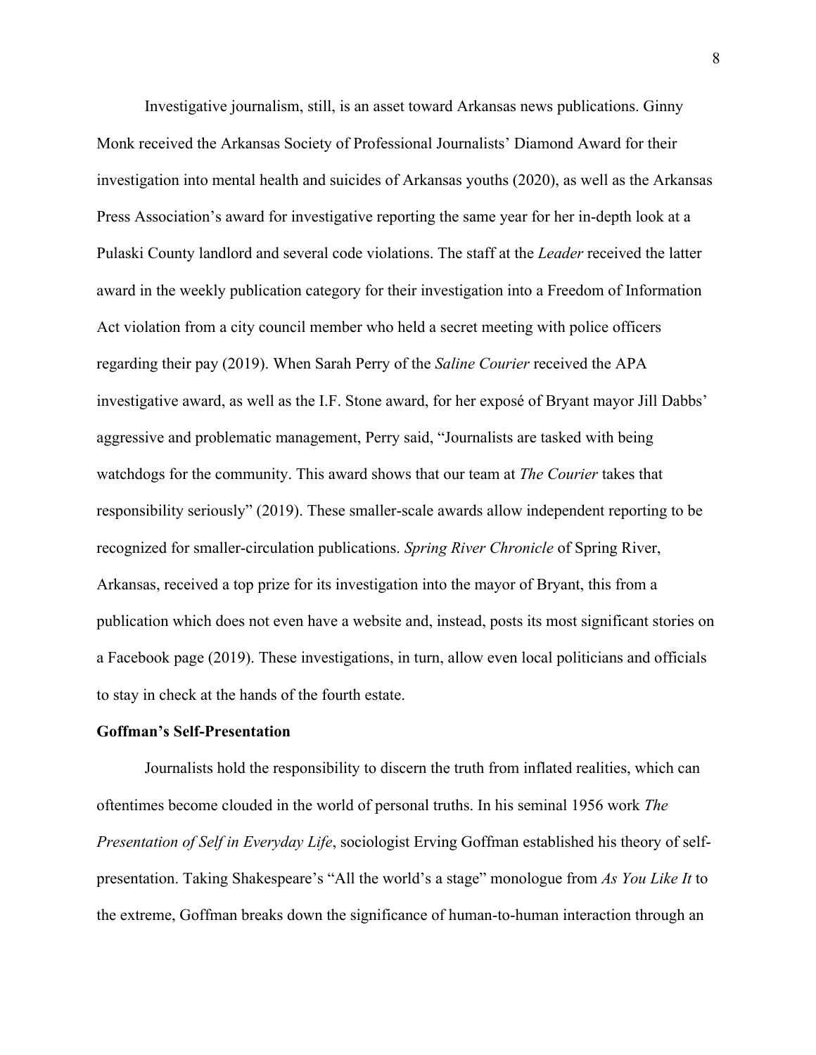Investigative journalism, still, is an asset toward Arkansas news publications. Ginny Monk received the Arkansas Society of Professional Journalists' Diamond Award for their investigation into mental health and suicides of Arkansas youths (2020), as well as the Arkansas Press Association's award for investigative reporting the same year for her in-depth look at a Pulaski County landlord and several code violations. The staff at the *Leader* received the latter award in the weekly publication category for their investigation into a Freedom of Information Act violation from a city council member who held a secret meeting with police officers regarding their pay (2019). When Sarah Perry of the *Saline Courier* received the APA investigative award, as well as the I.F. Stone award, for her exposé of Bryant mayor Jill Dabbs' aggressive and problematic management, Perry said, "Journalists are tasked with being watchdogs for the community. This award shows that our team at *The Courier* takes that responsibility seriously" (2019). These smaller-scale awards allow independent reporting to be recognized for smaller-circulation publications. *Spring River Chronicle* of Spring River, Arkansas, received a top prize for its investigation into the mayor of Bryant, this from a publication which does not even have a website and, instead, posts its most significant stories on a Facebook page (2019). These investigations, in turn, allow even local politicians and officials to stay in check at the hands of the fourth estate.

**Goffman's Self-Presentation**

Journalists hold the responsibility to discern the truth from inflated realities, which can oftentimes become clouded in the world of personal truths. In his seminal 1956 work *The Presentation of Self in Everyday Life*, sociologist Erving Goffman established his theory of self-presentation. Taking Shakespeare's "All the world's a stage" monologue from *As You Like It* to the extreme, Goffman breaks down the significance of human-to-human interaction through an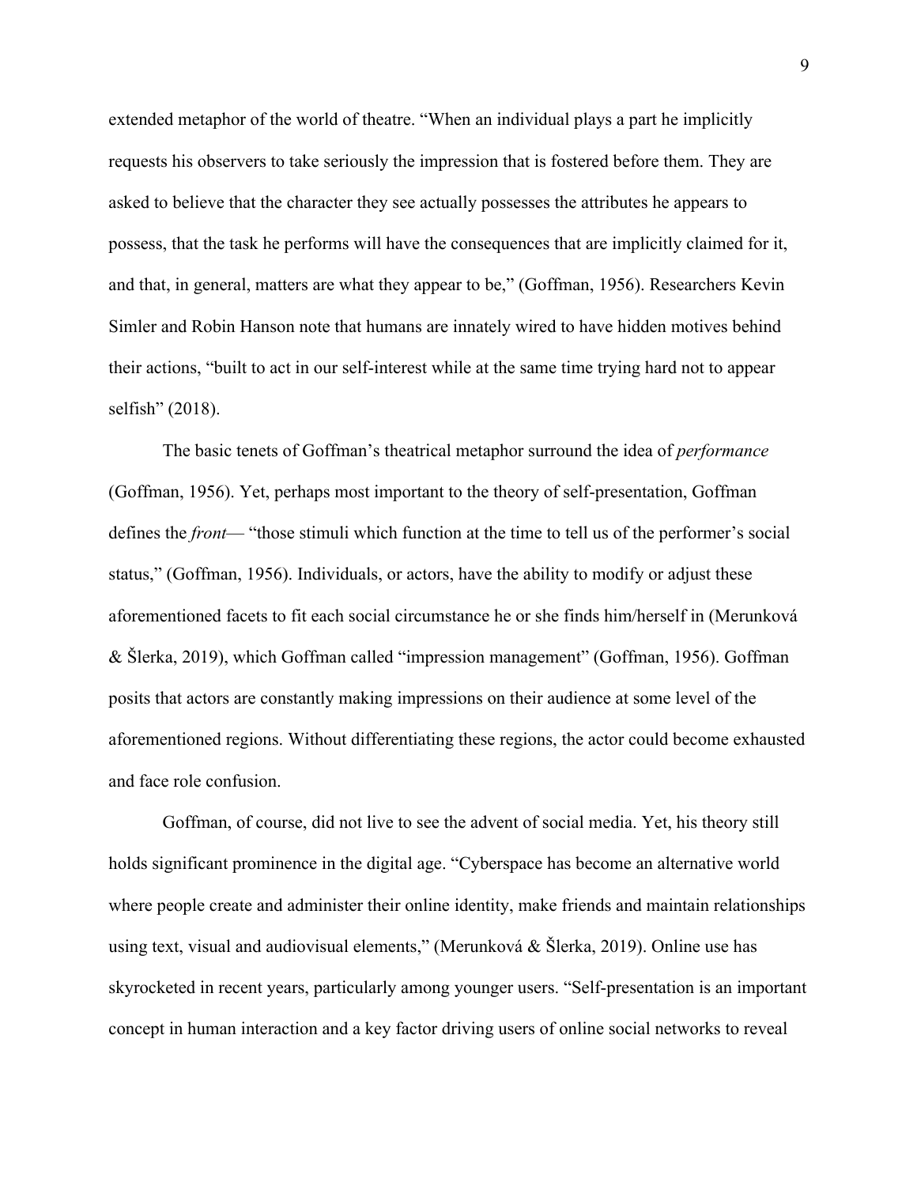extended metaphor of the world of theatre. "When an individual plays a part he implicitly requests his observers to take seriously the impression that is fostered before them. They are asked to believe that the character they see actually possesses the attributes he appears to possess, that the task he performs will have the consequences that are implicitly claimed for it, and that, in general, matters are what they appear to be," (Goffman, 1956). Researchers Kevin Simler and Robin Hanson note that humans are innately wired to have hidden motives behind their actions, "built to act in our self-interest while at the same time trying hard not to appear selfish" (2018).

The basic tenets of Goffman's theatrical metaphor surround the idea of *performance* (Goffman, 1956). Yet, perhaps most important to the theory of self-presentation, Goffman defines the *front*— "those stimuli which function at the time to tell us of the performer's social status," (Goffman, 1956). Individuals, or actors, have the ability to modify or adjust these aforementioned facets to fit each social circumstance he or she finds him/herself in (Merunková & Šlerka, 2019), which Goffman called "impression management" (Goffman, 1956). Goffman posits that actors are constantly making impressions on their audience at some level of the aforementioned regions. Without differentiating these regions, the actor could become exhausted and face role confusion.

Goffman, of course, did not live to see the advent of social media. Yet, his theory still holds significant prominence in the digital age. "Cyberspace has become an alternative world where people create and administer their online identity, make friends and maintain relationships using text, visual and audiovisual elements," (Merunková & Šlerka, 2019). Online use has skyrocketed in recent years, particularly among younger users. "Self-presentation is an important concept in human interaction and a key factor driving users of online social networks to reveal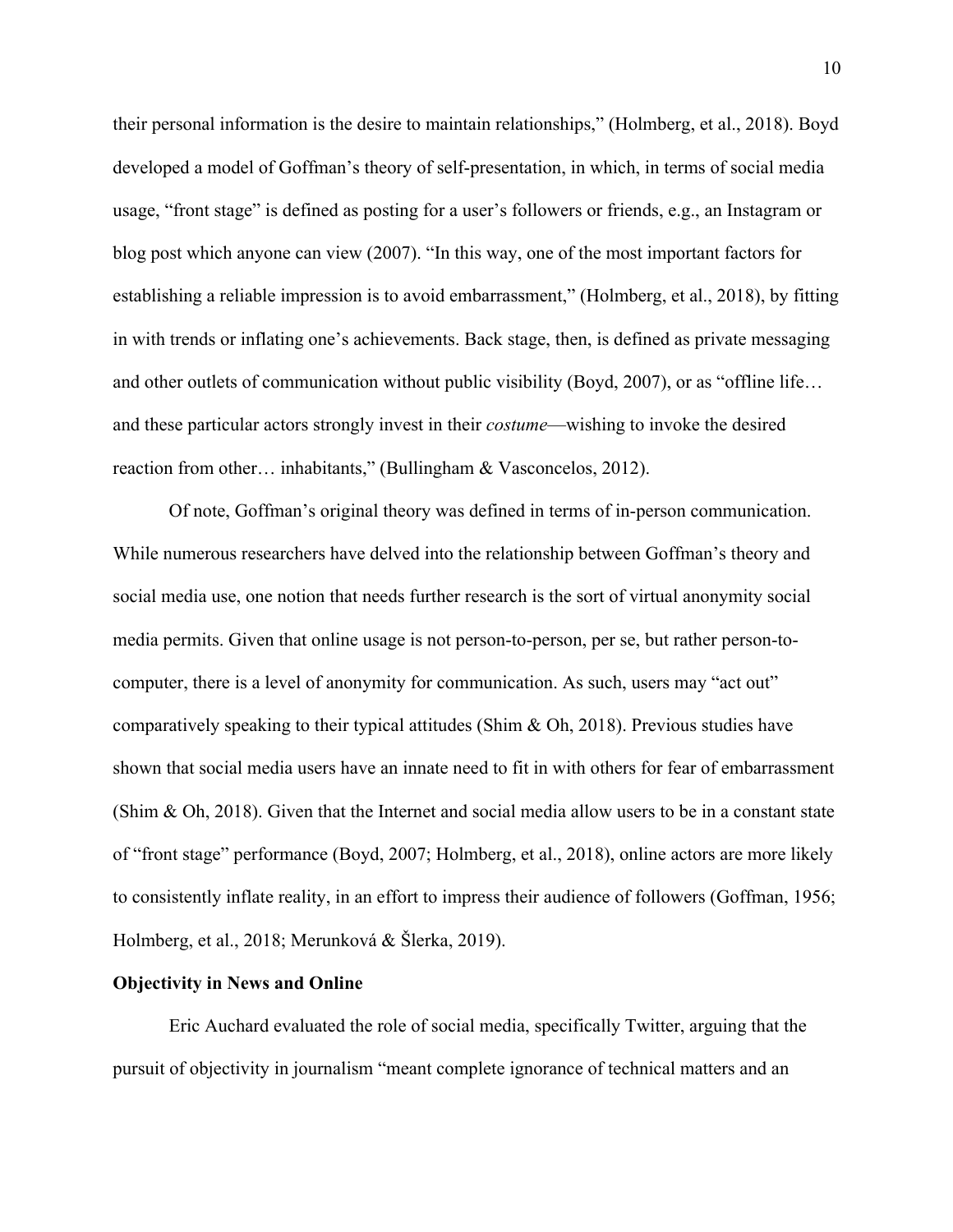their personal information is the desire to maintain relationships," (Holmberg, et al., 2018). Boyd developed a model of Goffman's theory of self-presentation, in which, in terms of social media usage, "front stage" is defined as posting for a user's followers or friends, e.g., an Instagram or blog post which anyone can view (2007). "In this way, one of the most important factors for establishing a reliable impression is to avoid embarrassment," (Holmberg, et al., 2018), by fitting in with trends or inflating one's achievements. Back stage, then, is defined as private messaging and other outlets of communication without public visibility (Boyd, 2007), or as "offline life… and these particular actors strongly invest in their *costume*—wishing to invoke the desired reaction from other… inhabitants," (Bullingham & Vasconcelos, 2012).

Of note, Goffman's original theory was defined in terms of in-person communication. While numerous researchers have delved into the relationship between Goffman's theory and social media use, one notion that needs further research is the sort of virtual anonymity social media permits. Given that online usage is not person-to-person, per se, but rather person-to-computer, there is a level of anonymity for communication. As such, users may "act out" comparatively speaking to their typical attitudes (Shim & Oh, 2018). Previous studies have shown that social media users have an innate need to fit in with others for fear of embarrassment (Shim & Oh, 2018). Given that the Internet and social media allow users to be in a constant state of "front stage" performance (Boyd, 2007; Holmberg, et al., 2018), online actors are more likely to consistently inflate reality, in an effort to impress their audience of followers (Goffman, 1956; Holmberg, et al., 2018; Merunková & Šlerka, 2019).

**Objectivity in News and Online**

Eric Auchard evaluated the role of social media, specifically Twitter, arguing that the pursuit of objectivity in journalism "meant complete ignorance of technical matters and an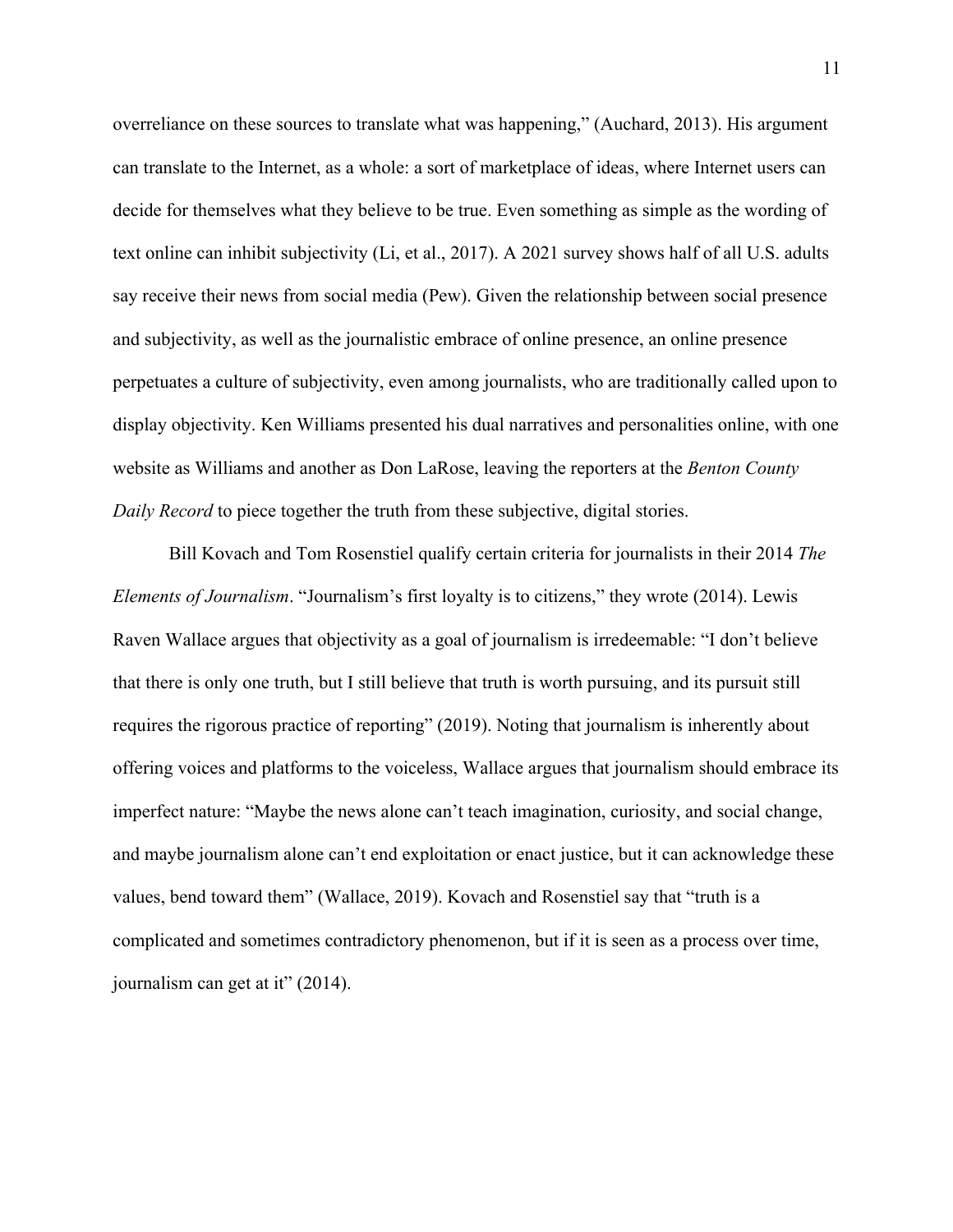overreliance on these sources to translate what was happening," (Auchard, 2013). His argument can translate to the Internet, as a whole: a sort of marketplace of ideas, where Internet users can decide for themselves what they believe to be true. Even something as simple as the wording of text online can inhibit subjectivity (Li, et al., 2017). A 2021 survey shows half of all U.S. adults say receive their news from social media (Pew). Given the relationship between social presence and subjectivity, as well as the journalistic embrace of online presence, an online presence perpetuates a culture of subjectivity, even among journalists, who are traditionally called upon to display objectivity. Ken Williams presented his dual narratives and personalities online, with one website as Williams and another as Don LaRose, leaving the reporters at the *Benton County Daily Record* to piece together the truth from these subjective, digital stories.

Bill Kovach and Tom Rosenstiel qualify certain criteria for journalists in their 2014 *The Elements of Journalism*. "Journalism's first loyalty is to citizens," they wrote (2014). Lewis Raven Wallace argues that objectivity as a goal of journalism is irredeemable: "I don't believe that there is only one truth, but I still believe that truth is worth pursuing, and its pursuit still requires the rigorous practice of reporting" (2019). Noting that journalism is inherently about offering voices and platforms to the voiceless, Wallace argues that journalism should embrace its imperfect nature: "Maybe the news alone can't teach imagination, curiosity, and social change, and maybe journalism alone can't end exploitation or enact justice, but it can acknowledge these values, bend toward them" (Wallace, 2019). Kovach and Rosenstiel say that "truth is a complicated and sometimes contradictory phenomenon, but if it is seen as a process over time, journalism can get at it" (2014).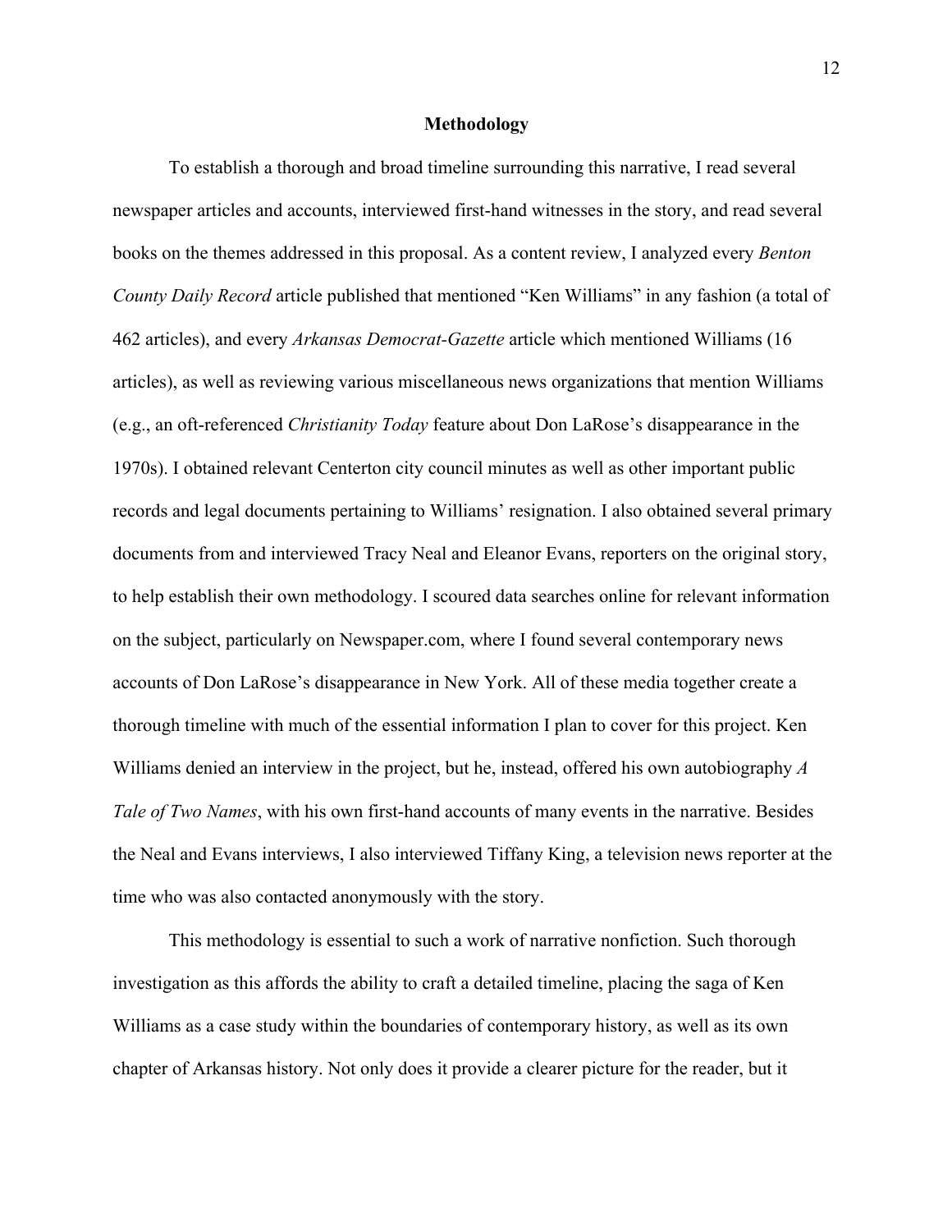## Methodology

To establish a thorough and broad timeline surrounding this narrative, I read several newspaper articles and accounts, interviewed first-hand witnesses in the story, and read several books on the themes addressed in this proposal. As a content review, I analyzed every *Benton County Daily Record* article published that mentioned "Ken Williams" in any fashion (a total of 462 articles), and every *Arkansas Democrat-Gazette* article which mentioned Williams (16 articles), as well as reviewing various miscellaneous news organizations that mention Williams (e.g., an oft-referenced *Christianity Today* feature about Don LaRose's disappearance in the 1970s). I obtained relevant Centerton city council minutes as well as other important public records and legal documents pertaining to Williams' resignation. I also obtained several primary documents from and interviewed Tracy Neal and Eleanor Evans, reporters on the original story, to help establish their own methodology. I scoured data searches online for relevant information on the subject, particularly on Newspaper.com, where I found several contemporary news accounts of Don LaRose's disappearance in New York. All of these media together create a thorough timeline with much of the essential information I plan to cover for this project. Ken Williams denied an interview in the project, but he, instead, offered his own autobiography *A Tale of Two Names*, with his own first-hand accounts of many events in the narrative. Besides the Neal and Evans interviews, I also interviewed Tiffany King, a television news reporter at the time who was also contacted anonymously with the story.

This methodology is essential to such a work of narrative nonfiction. Such thorough investigation as this affords the ability to craft a detailed timeline, placing the saga of Ken Williams as a case study within the boundaries of contemporary history, as well as its own chapter of Arkansas history. Not only does it provide a clearer picture for the reader, but it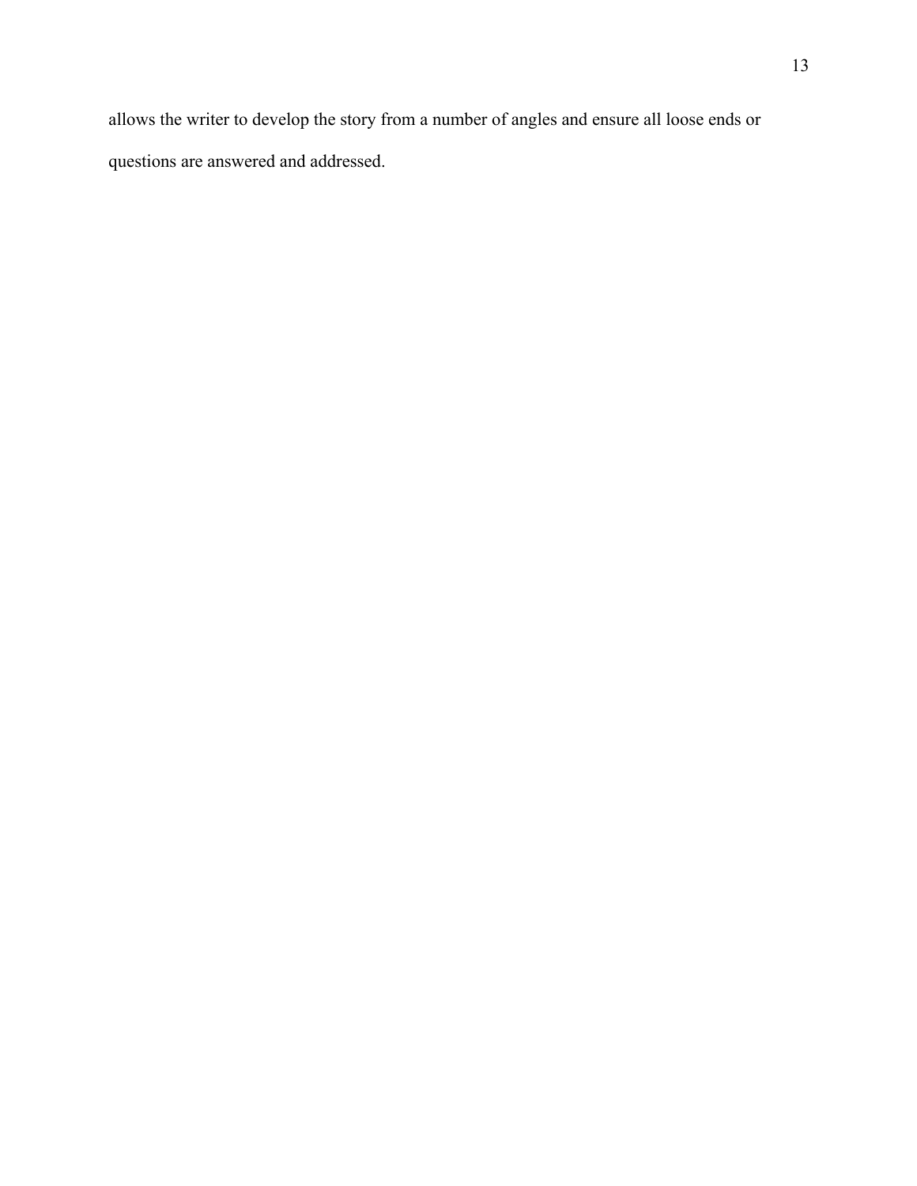allows the writer to develop the story from a number of angles and ensure all loose ends or questions are answered and addressed.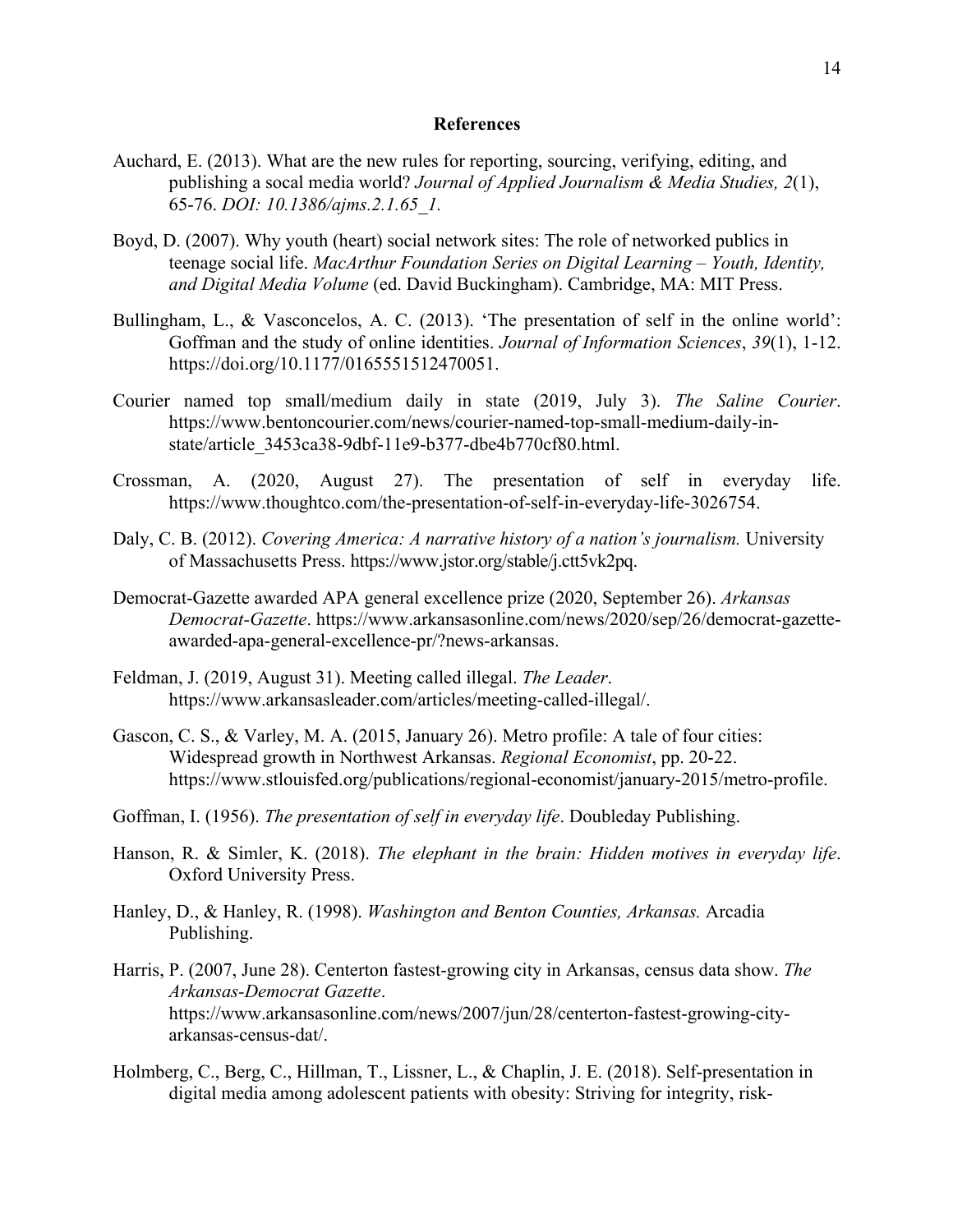## References

Auchard, E. (2013). What are the new rules for reporting, sourcing, verifying, editing, and publishing a socal media world? *Journal of Applied Journalism & Media Studies, 2*(1), 65-76. *DOI: 10.1386/ajms.2.1.65_1.*

Boyd, D. (2007). Why youth (heart) social network sites: The role of networked publics in teenage social life. *MacArthur Foundation Series on Digital Learning – Youth, Identity, and Digital Media Volume* (ed. David Buckingham). Cambridge, MA: MIT Press.

Bullingham, L., & Vasconcelos, A. C. (2013). 'The presentation of self in the online world': Goffman and the study of online identities. *Journal of Information Sciences*, *39*(1), 1-12. https://doi.org/10.1177/0165551512470051.

Courier named top small/medium daily in state (2019, July 3). *The Saline Courier*. https://www.bentoncourier.com/news/courier-named-top-small-medium-daily-in-state/article_3453ca38-9dbf-11e9-b377-dbe4b770cf80.html.

Crossman, A. (2020, August 27). The presentation of self in everyday life. https://www.thoughtco.com/the-presentation-of-self-in-everyday-life-3026754.

Daly, C. B. (2012). *Covering America: A narrative history of a nation's journalism.* University of Massachusetts Press. https://www.jstor.org/stable/j.ctt5vk2pq.

Democrat-Gazette awarded APA general excellence prize (2020, September 26). *Arkansas Democrat-Gazette*. https://www.arkansasonline.com/news/2020/sep/26/democrat-gazette-awarded-apa-general-excellence-pr/?news-arkansas.

Feldman, J. (2019, August 31). Meeting called illegal. *The Leader*. https://www.arkansasleader.com/articles/meeting-called-illegal/.

Gascon, C. S., & Varley, M. A. (2015, January 26). Metro profile: A tale of four cities: Widespread growth in Northwest Arkansas. *Regional Economist*, pp. 20-22. https://www.stlouisfed.org/publications/regional-economist/january-2015/metro-profile.

Goffman, I. (1956). *The presentation of self in everyday life*. Doubleday Publishing.

Hanson, R. & Simler, K. (2018). *The elephant in the brain: Hidden motives in everyday life*. Oxford University Press.

Hanley, D., & Hanley, R. (1998). *Washington and Benton Counties, Arkansas.* Arcadia Publishing.

Harris, P. (2007, June 28). Centerton fastest-growing city in Arkansas, census data show. *The Arkansas-Democrat Gazette*. https://www.arkansasonline.com/news/2007/jun/28/centerton-fastest-growing-city-arkansas-census-dat/.

Holmberg, C., Berg, C., Hillman, T., Lissner, L., & Chaplin, J. E. (2018). Self-presentation in digital media among adolescent patients with obesity: Striving for integrity, risk-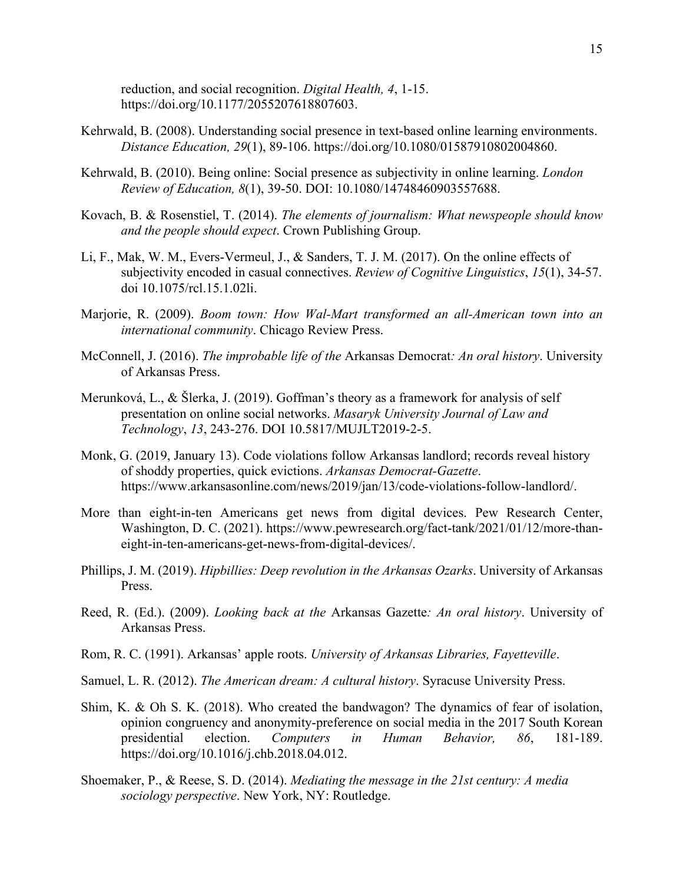reduction, and social recognition. *Digital Health, 4*, 1-15. https://doi.org/10.1177/2055207618807603.

Kehrwald, B. (2008). Understanding social presence in text-based online learning environments. *Distance Education, 29*(1), 89-106. https://doi.org/10.1080/01587910802004860.

Kehrwald, B. (2010). Being online: Social presence as subjectivity in online learning. *London Review of Education, 8*(1), 39-50. DOI: 10.1080/14748460903557688.

Kovach, B. & Rosenstiel, T. (2014). *The elements of journalism: What newspeople should know and the people should expect*. Crown Publishing Group.

Li, F., Mak, W. M., Evers-Vermeul, J., & Sanders, T. J. M. (2017). On the online effects of subjectivity encoded in casual connectives. *Review of Cognitive Linguistics*, *15*(1), 34-57. doi 10.1075/rcl.15.1.02li.

Marjorie, R. (2009). *Boom town: How Wal-Mart transformed an all-American town into an international community*. Chicago Review Press.

McConnell, J. (2016). *The improbable life of the* Arkansas Democrat*: An oral history*. University of Arkansas Press.

Merunková, L., & Šlerka, J. (2019). Goffman's theory as a framework for analysis of self presentation on online social networks. *Masaryk University Journal of Law and Technology*, *13*, 243-276. DOI 10.5817/MUJLT2019-2-5.

Monk, G. (2019, January 13). Code violations follow Arkansas landlord; records reveal history of shoddy properties, quick evictions. *Arkansas Democrat-Gazette*. https://www.arkansasonline.com/news/2019/jan/13/code-violations-follow-landlord/.

More than eight-in-ten Americans get news from digital devices. Pew Research Center, Washington, D. C. (2021). https://www.pewresearch.org/fact-tank/2021/01/12/more-than-eight-in-ten-americans-get-news-from-digital-devices/.

Phillips, J. M. (2019). *Hipbillies: Deep revolution in the Arkansas Ozarks*. University of Arkansas Press.

Reed, R. (Ed.). (2009). *Looking back at the* Arkansas Gazette*: An oral history*. University of Arkansas Press.

Rom, R. C. (1991). Arkansas' apple roots. *University of Arkansas Libraries, Fayetteville*.

Samuel, L. R. (2012). *The American dream: A cultural history*. Syracuse University Press.

Shim, K. & Oh S. K. (2018). Who created the bandwagon? The dynamics of fear of isolation, opinion congruency and anonymity-preference on social media in the 2017 South Korean presidential election. *Computers in Human Behavior, 86*, 181-189. https://doi.org/10.1016/j.chb.2018.04.012.

Shoemaker, P., & Reese, S. D. (2014). *Mediating the message in the 21st century: A media sociology perspective*. New York, NY: Routledge.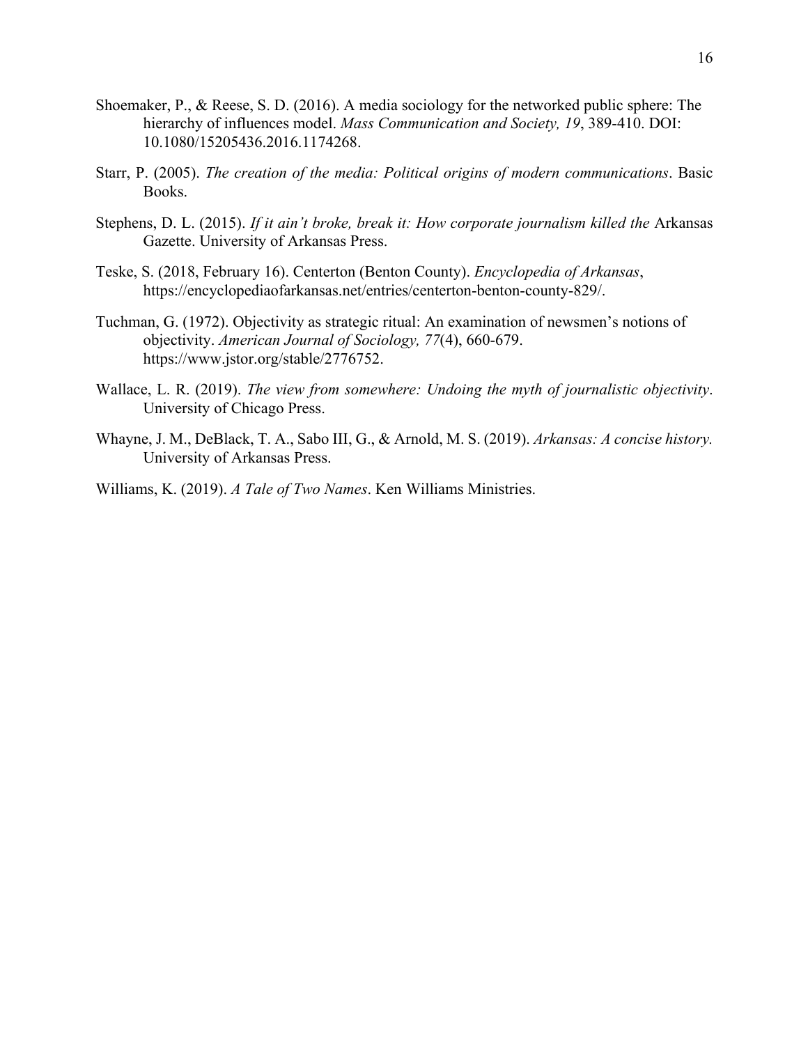Shoemaker, P., & Reese, S. D. (2016). A media sociology for the networked public sphere: The hierarchy of influences model. *Mass Communication and Society, 19*, 389-410. DOI: 10.1080/15205436.2016.1174268.

Starr, P. (2005). *The creation of the media: Political origins of modern communications*. Basic Books.

Stephens, D. L. (2015). *If it ain't broke, break it: How corporate journalism killed the* Arkansas Gazette. University of Arkansas Press.

Teske, S. (2018, February 16). Centerton (Benton County). *Encyclopedia of Arkansas*, https://encyclopediaofarkansas.net/entries/centerton-benton-county-829/.

Tuchman, G. (1972). Objectivity as strategic ritual: An examination of newsmen's notions of objectivity. *American Journal of Sociology, 77*(4), 660-679. https://www.jstor.org/stable/2776752.

Wallace, L. R. (2019). *The view from somewhere: Undoing the myth of journalistic objectivity*. University of Chicago Press.

Whayne, J. M., DeBlack, T. A., Sabo III, G., & Arnold, M. S. (2019). *Arkansas: A concise history.* University of Arkansas Press.

Williams, K. (2019). *A Tale of Two Names*. Ken Williams Ministries.